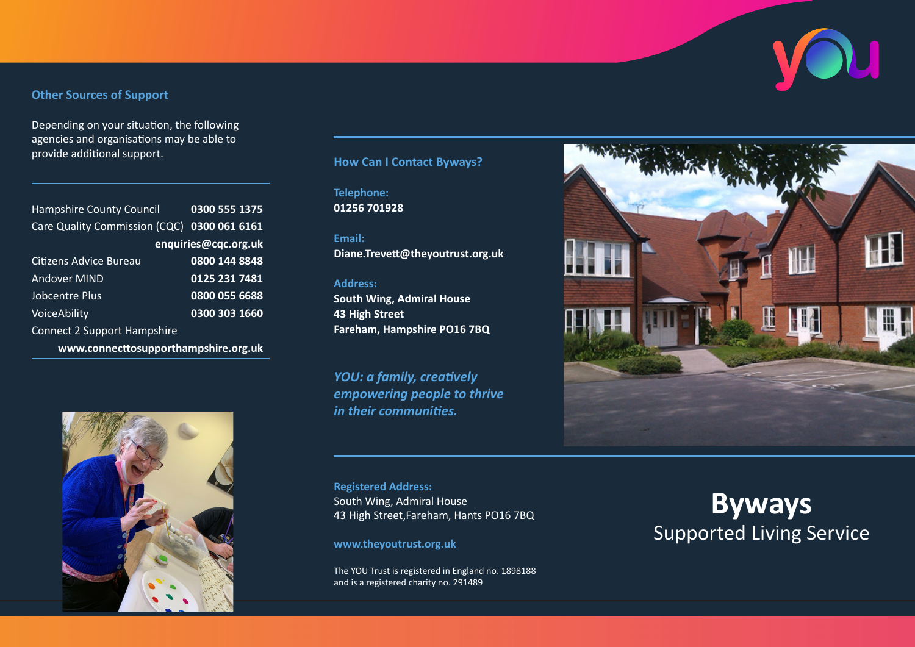## Other Sources of Support

Depending on your situation, the following agencies and organisations may be able to provide additional support.

| | |
|---|---|
| Hampshire County Council | **0300 555 1375** |
| Care Quality Commission (CQC) | **0300 061 6161** |
| | **enquiries@cqc.org.uk** |
| Citizens Advice Bureau | **0800 144 8848** |
| Andover MIND | **0125 231 7481** |
| Jobcentre Plus | **0800 055 6688** |
| VoiceAbility | **0300 303 1660** |
| Connect 2 Support Hampshire | |
| | **www.connecttosupporthampshire.org.uk** |

## How Can I Contact Byways?

**Telephone:**
**01256 701928**

**Email:**
**Diane.Trevett@theyoutrust.org.uk**

**Address:**
**South Wing, Admiral House**
**43 High Street**
**Fareham, Hampshire PO16 7BQ**

*YOU: a family, creatively empowering people to thrive in their communities.*

**Registered Address:**
South Wing, Admiral House
43 High Street,Fareham, Hants PO16 7BQ

**www.theyoutrust.org.uk**

The YOU Trust is registered in England no. 1898188 and is a registered charity no. 291489

# Byways

## Supported Living Service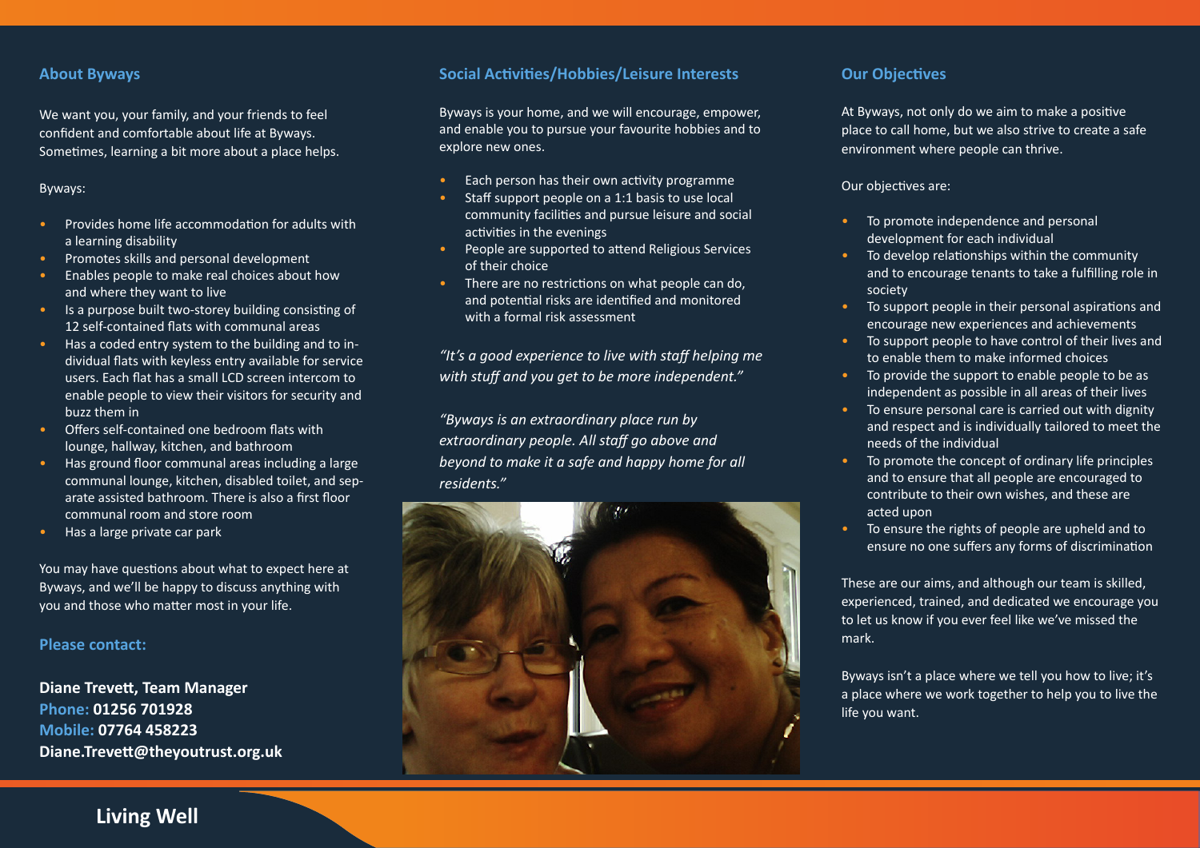## About Byways

We want you, your family, and your friends to feel confident and comfortable about life at Byways. Sometimes, learning a bit more about a place helps.

Byways:

- Provides home life accommodation for adults with a learning disability
- Promotes skills and personal development
- Enables people to make real choices about how and where they want to live
- Is a purpose built two-storey building consisting of 12 self-contained flats with communal areas
- Has a coded entry system to the building and to individual flats with keyless entry available for service users. Each flat has a small LCD screen intercom to enable people to view their visitors for security and buzz them in
- Offers self-contained one bedroom flats with lounge, hallway, kitchen, and bathroom
- Has ground floor communal areas including a large communal lounge, kitchen, disabled toilet, and separate assisted bathroom. There is also a first floor communal room and store room
- Has a large private car park

You may have questions about what to expect here at Byways, and we'll be happy to discuss anything with you and those who matter most in your life.

### Please contact:

**Diane Trevett, Team Manager**
**Phone: 01256 701928**
**Mobile: 07764 458223**
**Diane.Trevett@theyoutrust.org.uk**

## Social Activities/Hobbies/Leisure Interests

Byways is your home, and we will encourage, empower, and enable you to pursue your favourite hobbies and to explore new ones.

- Each person has their own activity programme
- Staff support people on a 1:1 basis to use local community facilities and pursue leisure and social activities in the evenings
- People are supported to attend Religious Services of their choice
- There are no restrictions on what people can do, and potential risks are identified and monitored with a formal risk assessment

*"It's a good experience to live with staff helping me with stuff and you get to be more independent."*

*"Byways is an extraordinary place run by extraordinary people. All staff go above and beyond to make it a safe and happy home for all residents."*

## Our Objectives

At Byways, not only do we aim to make a positive place to call home, but we also strive to create a safe environment where people can thrive.

Our objectives are:

- To promote independence and personal development for each individual
- To develop relationships within the community and to encourage tenants to take a fulfilling role in society
- To support people in their personal aspirations and encourage new experiences and achievements
- To support people to have control of their lives and to enable them to make informed choices
- To provide the support to enable people to be as independent as possible in all areas of their lives
- To ensure personal care is carried out with dignity and respect and is individually tailored to meet the needs of the individual
- To promote the concept of ordinary life principles and to ensure that all people are encouraged to contribute to their own wishes, and these are acted upon
- To ensure the rights of people are upheld and to ensure no one suffers any forms of discrimination

These are our aims, and although our team is skilled, experienced, trained, and dedicated we encourage you to let us know if you ever feel like we've missed the mark.

Byways isn't a place where we tell you how to live; it's a place where we work together to help you to live the life you want.

**Living Well**